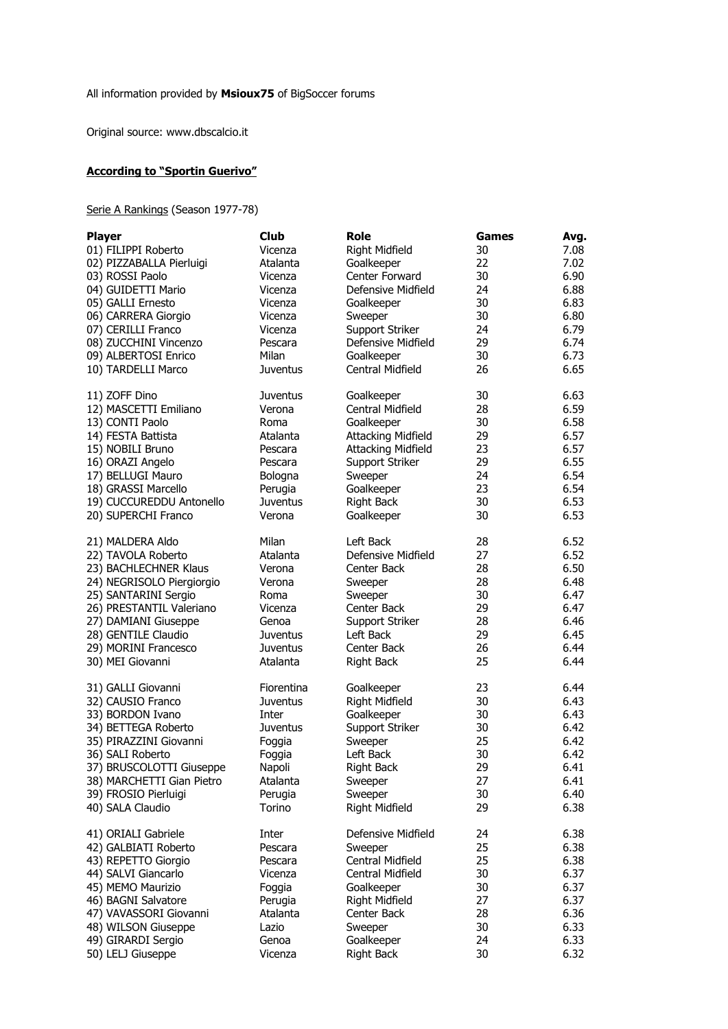All information provided by **Msioux75** of BigSoccer forums

Original source: www.dbscalcio.it

**According to "Sportin Guerivo"**

Serie A Rankings (Season 1977-78)

| Player | Club | Role | Games | Avg. |
|---|---|---|---|---|
| 01) FILIPPI Roberto | Vicenza | Right Midfield | 30 | 7.08 |
| 02) PIZZABALLA Pierluigi | Atalanta | Goalkeeper | 22 | 7.02 |
| 03) ROSSI Paolo | Vicenza | Center Forward | 30 | 6.90 |
| 04) GUIDETTI Mario | Vicenza | Defensive Midfield | 24 | 6.88 |
| 05) GALLI Ernesto | Vicenza | Goalkeeper | 30 | 6.83 |
| 06) CARRERA Giorgio | Vicenza | Sweeper | 30 | 6.80 |
| 07) CERILLI Franco | Vicenza | Support Striker | 24 | 6.79 |
| 08) ZUCCHINI Vincenzo | Pescara | Defensive Midfield | 29 | 6.74 |
| 09) ALBERTOSI Enrico | Milan | Goalkeeper | 30 | 6.73 |
| 10) TARDELLI Marco | Juventus | Central Midfield | 26 | 6.65 |
| 11) ZOFF Dino | Juventus | Goalkeeper | 30 | 6.63 |
| 12) MASCETTI Emiliano | Verona | Central Midfield | 28 | 6.59 |
| 13) CONTI Paolo | Roma | Goalkeeper | 30 | 6.58 |
| 14) FESTA Battista | Atalanta | Attacking Midfield | 29 | 6.57 |
| 15) NOBILI Bruno | Pescara | Attacking Midfield | 23 | 6.57 |
| 16) ORAZI Angelo | Pescara | Support Striker | 29 | 6.55 |
| 17) BELLUGI Mauro | Bologna | Sweeper | 24 | 6.54 |
| 18) GRASSI Marcello | Perugia | Goalkeeper | 23 | 6.54 |
| 19) CUCCUREDDU Antonello | Juventus | Right Back | 30 | 6.53 |
| 20) SUPERCHI Franco | Verona | Goalkeeper | 30 | 6.53 |
| 21) MALDERA Aldo | Milan | Left Back | 28 | 6.52 |
| 22) TAVOLA Roberto | Atalanta | Defensive Midfield | 27 | 6.52 |
| 23) BACHLECHNER Klaus | Verona | Center Back | 28 | 6.50 |
| 24) NEGRISOLO Piergiorgio | Verona | Sweeper | 28 | 6.48 |
| 25) SANTARINI Sergio | Roma | Sweeper | 30 | 6.47 |
| 26) PRESTANTIL Valeriano | Vicenza | Center Back | 29 | 6.47 |
| 27) DAMIANI Giuseppe | Genoa | Support Striker | 28 | 6.46 |
| 28) GENTILE Claudio | Juventus | Left Back | 29 | 6.45 |
| 29) MORINI Francesco | Juventus | Center Back | 26 | 6.44 |
| 30) MEI Giovanni | Atalanta | Right Back | 25 | 6.44 |
| 31) GALLI Giovanni | Fiorentina | Goalkeeper | 23 | 6.44 |
| 32) CAUSIO Franco | Juventus | Right Midfield | 30 | 6.43 |
| 33) BORDON Ivano | Inter | Goalkeeper | 30 | 6.43 |
| 34) BETTEGA Roberto | Juventus | Support Striker | 30 | 6.42 |
| 35) PIRAZZINI Giovanni | Foggia | Sweeper | 25 | 6.42 |
| 36) SALI Roberto | Foggia | Left Back | 30 | 6.42 |
| 37) BRUSCOLOTTI Giuseppe | Napoli | Right Back | 29 | 6.41 |
| 38) MARCHETTI Gian Pietro | Atalanta | Sweeper | 27 | 6.41 |
| 39) FROSIO Pierluigi | Perugia | Sweeper | 30 | 6.40 |
| 40) SALA Claudio | Torino | Right Midfield | 29 | 6.38 |
| 41) ORIALI Gabriele | Inter | Defensive Midfield | 24 | 6.38 |
| 42) GALBIATI Roberto | Pescara | Sweeper | 25 | 6.38 |
| 43) REPETTO Giorgio | Pescara | Central Midfield | 25 | 6.38 |
| 44) SALVI Giancarlo | Vicenza | Central Midfield | 30 | 6.37 |
| 45) MEMO Maurizio | Foggia | Goalkeeper | 30 | 6.37 |
| 46) BAGNI Salvatore | Perugia | Right Midfield | 27 | 6.37 |
| 47) VAVASSORI Giovanni | Atalanta | Center Back | 28 | 6.36 |
| 48) WILSON Giuseppe | Lazio | Sweeper | 30 | 6.33 |
| 49) GIRARDI Sergio | Genoa | Goalkeeper | 24 | 6.33 |
| 50) LELJ Giuseppe | Vicenza | Right Back | 30 | 6.32 |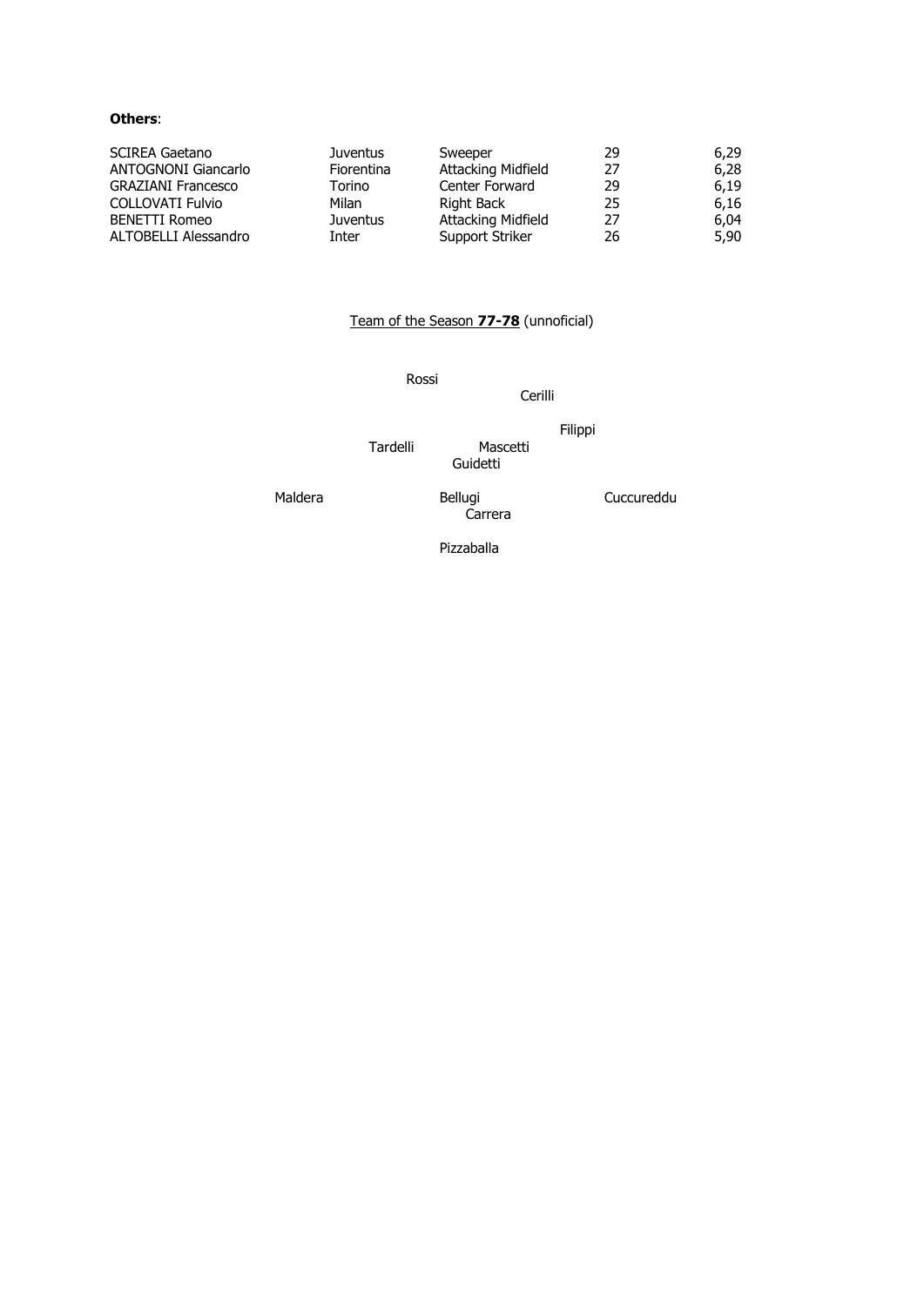**Others**:

| | | | | |
|---|---|---|---|---|
| SCIREA Gaetano | Juventus | Sweeper | 29 | 6,29 |
| ANTOGNONI Giancarlo | Fiorentina | Attacking Midfield | 27 | 6,28 |
| GRAZIANI Francesco | Torino | Center Forward | 29 | 6,19 |
| COLLOVATI Fulvio | Milan | Right Back | 25 | 6,16 |
| BENETTI Romeo | Juventus | Attacking Midfield | 27 | 6,04 |
| ALTOBELLI Alessandro | Inter | Support Striker | 26 | 5,90 |

Team of the Season **77-78** (unnoficial)

Rossi

Cerilli

Filippi

Tardelli

Mascetti

Guidetti

Maldera

Bellugi

Cuccureddu

Carrera

Pizzaballa